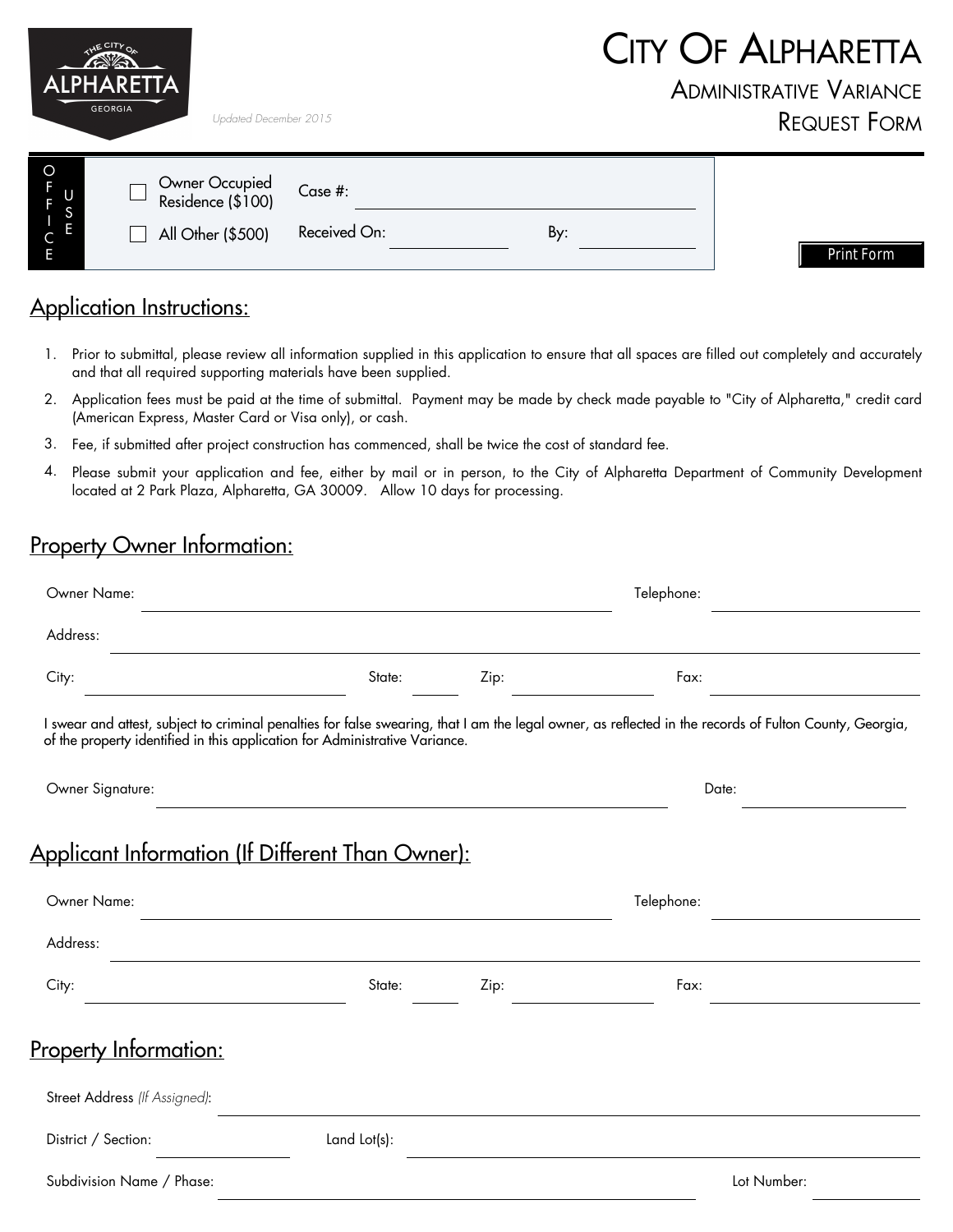# City Of Alpharetta

## Administrative Variance Request Form

*Updated December 2015*

**OFFICE USE**

- ☐ Owner Occupied Residence ($100)
- ☐ All Other ($500)

Case #: ____________________

Received On: ____________ By: ____________

Print Form

## Application Instructions:

1. Prior to submittal, please review all information supplied in this application to ensure that all spaces are filled out completely and accurately and that all required supporting materials have been supplied.
2. Application fees must be paid at the time of submittal. Payment may be made by check made payable to "City of Alpharetta," credit card (American Express, Master Card or Visa only), or cash.
3. Fee, if submitted after project construction has commenced, shall be twice the cost of standard fee.
4. Please submit your application and fee, either by mail or in person, to the City of Alpharetta Department of Community Development located at 2 Park Plaza, Alpharetta, GA 30009. Allow 10 days for processing.

## Property Owner Information:

Owner Name: ______________________________ Telephone: ______________

Address: ______________________________________________

City: ______________ State: ______ Zip: ______________ Fax: ______________

I swear and attest, subject to criminal penalties for false swearing, that I am the legal owner, as reflected in the records of Fulton County, Georgia, of the property identified in this application for Administrative Variance.

Owner Signature: ______________________________ Date: ______________

## Applicant Information (If Different Than Owner):

Owner Name: ______________________________ Telephone: ______________

Address: ______________________________________________

City: ______________ State: ______ Zip: ______________ Fax: ______________

## Property Information:

Street Address *(If Assigned)*: ______________________________________________

District / Section: ______________ Land Lot(s): ______________________________

Subdivision Name / Phase: ______________________________ Lot Number: ______________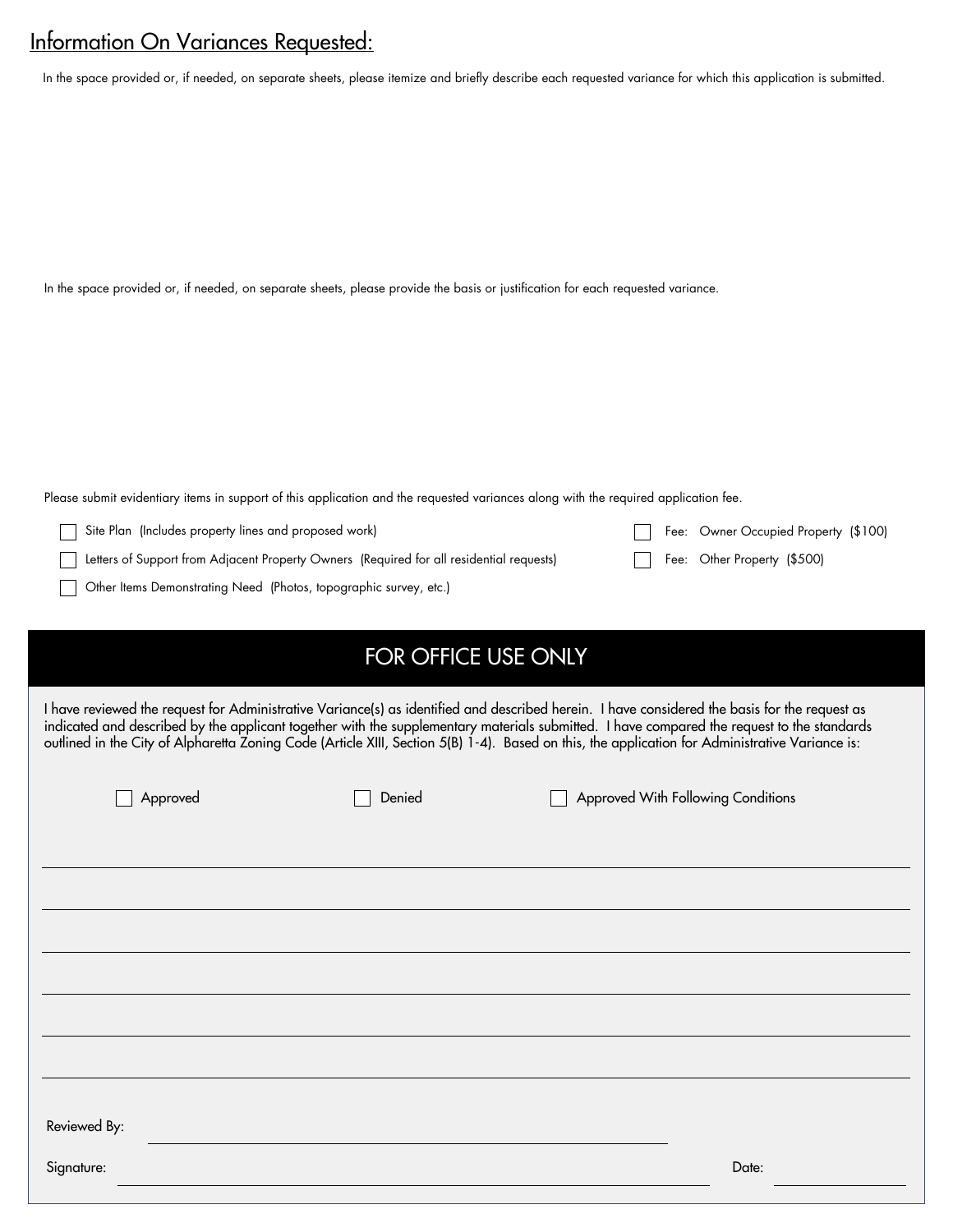## Information On Variances Requested:

In the space provided or, if needed, on separate sheets, please itemize and briefly describe each requested variance for which this application is submitted.

In the space provided or, if needed, on separate sheets, please provide the basis or justification for each requested variance.

Please submit evidentiary items in support of this application and the requested variances along with the required application fee.

- ☐ Site Plan (Includes property lines and proposed work)
- ☐ Letters of Support from Adjacent Property Owners (Required for all residential requests)
- ☐ Other Items Demonstrating Need (Photos, topographic survey, etc.)
- ☐ Fee: Owner Occupied Property ($100)
- ☐ Fee: Other Property ($500)

## FOR OFFICE USE ONLY

I have reviewed the request for Administrative Variance(s) as identified and described herein. I have considered the basis for the request as indicated and described by the applicant together with the supplementary materials submitted. I have compared the request to the standards outlined in the City of Alpharetta Zoning Code (Article XIII, Section 5(B) 1-4). Based on this, the application for Administrative Variance is:

☐ Approved ☐ Denied ☐ Approved With Following Conditions

______________________________________________________________________

______________________________________________________________________

______________________________________________________________________

______________________________________________________________________

______________________________________________________________________

______________________________________________________________________

Reviewed By: ______________________________

Signature: ______________________________ Date: ______________